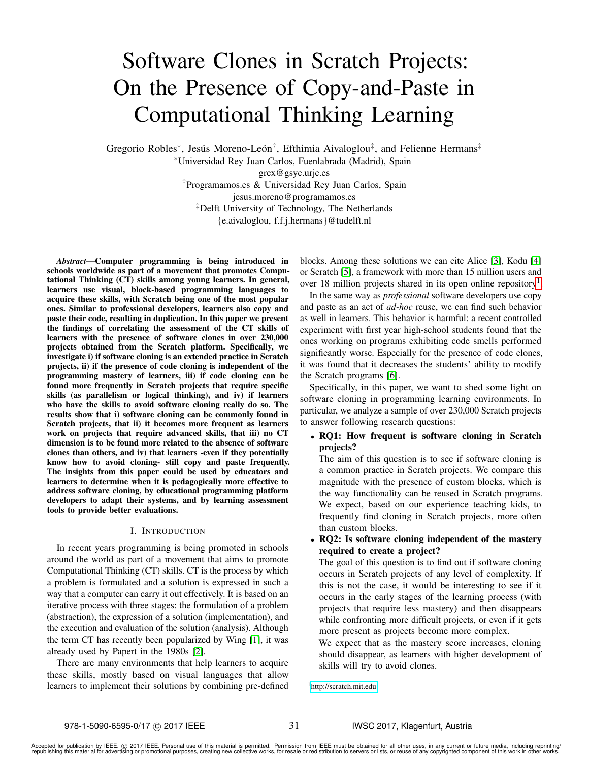# Software Clones in Scratch Projects: On the Presence of Copy-and-Paste in Computational Thinking Learning

Gregorio Robles*, Jesús Moreno-León†, Efthimia Aivaloglou‡, and Felienne Hermans‡

*Universidad Rey Juan Carlos, Fuenlabrada (Madrid), Spain
grex@gsyc.urjc.es

†Programamos.es & Universidad Rey Juan Carlos, Spain
jesus.moreno@programamos.es

‡Delft University of Technology, The Netherlands
{e.aivaloglou, f.f.j.hermans}@tudelft.nl

***Abstract*—Computer programming is being introduced in schools worldwide as part of a movement that promotes Computational Thinking (CT) skills among young learners. In general, learners use visual, block-based programming languages to acquire these skills, with Scratch being one of the most popular ones. Similar to professional developers, learners also copy and paste their code, resulting in duplication. In this paper we present the findings of correlating the assessment of the CT skills of learners with the presence of software clones in over 230,000 projects obtained from the Scratch platform. Specifically, we investigate i) if software cloning is an extended practice in Scratch projects, ii) if the presence of code cloning is independent of the programming mastery of learners, iii) if code cloning can be found more frequently in Scratch projects that require specific skills (as parallelism or logical thinking), and iv) if learners who have the skills to avoid software cloning really do so. The results show that i) software cloning can be commonly found in Scratch projects, that ii) it becomes more frequent as learners work on projects that require advanced skills, that iii) no CT dimension is to be found more related to the absence of software clones than others, and iv) that learners -even if they potentially know how to avoid cloning- still copy and paste frequently. The insights from this paper could be used by educators and learners to determine when it is pedagogically more effective to address software cloning, by educational programming platform developers to adapt their systems, and by learning assessment tools to provide better evaluations.**

## I. Introduction

In recent years programming is being promoted in schools around the world as part of a movement that aims to promote Computational Thinking (CT) skills. CT is the process by which a problem is formulated and a solution is expressed in such a way that a computer can carry it out effectively. It is based on an iterative process with three stages: the formulation of a problem (abstraction), the expression of a solution (implementation), and the execution and evaluation of the solution (analysis). Although the term CT has recently been popularized by Wing [1], it was already used by Papert in the 1980s [2].

There are many environments that help learners to acquire these skills, mostly based on visual languages that allow learners to implement their solutions by combining pre-defined blocks. Among these solutions we can cite Alice [3], Kodu [4] or Scratch [5], a framework with more than 15 million users and over 18 million projects shared in its open online repository[1].

In the same way as *professional* software developers use copy and paste as an act of *ad-hoc* reuse, we can find such behavior as well in learners. This behavior is harmful: a recent controlled experiment with first year high-school students found that the ones working on programs exhibiting code smells performed significantly worse. Especially for the presence of code clones, it was found that it decreases the students' ability to modify the Scratch programs [6].

Specifically, in this paper, we want to shed some light on software cloning in programming learning environments. In particular, we analyze a sample of over 230,000 Scratch projects to answer following research questions:

- **RQ1: How frequent is software cloning in Scratch projects?**
  The aim of this question is to see if software cloning is a common practice in Scratch projects. We compare this magnitude with the presence of custom blocks, which is the way functionality can be reused in Scratch programs. We expect, based on our experience teaching kids, to frequently find cloning in Scratch projects, more often than custom blocks.
- **RQ2: Is software cloning independent of the mastery required to create a project?**
  The goal of this question is to find out if software cloning occurs in Scratch projects of any level of complexity. If this is not the case, it would be interesting to see if it occurs in the early stages of the learning process (with projects that require less mastery) and then disappears while confronting more difficult projects, or even if it gets more present as projects become more complex.
  We expect that as the mastery score increases, cloning should disappear, as learners with higher development of skills will try to avoid clones.

[1] http://scratch.mit.edu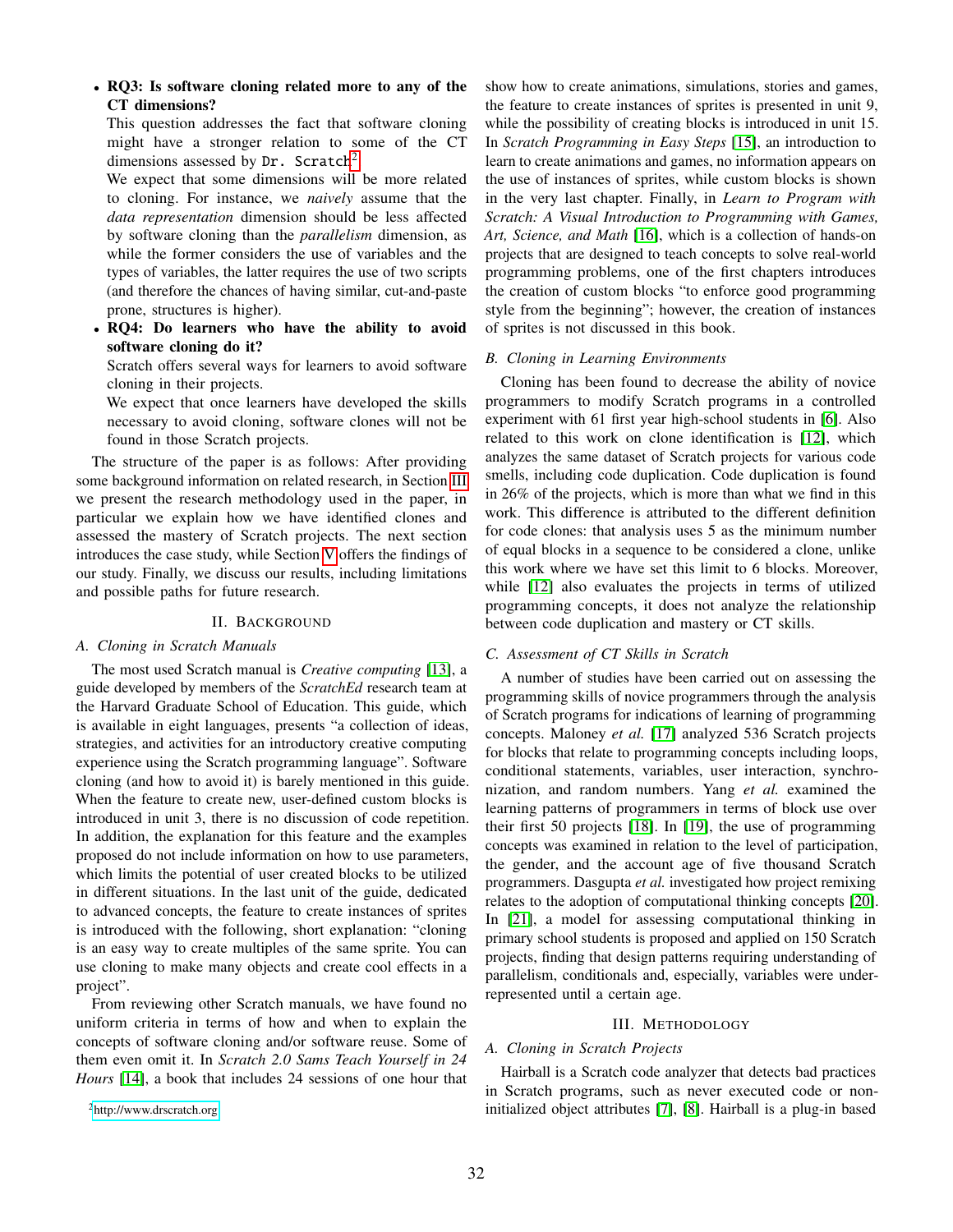- **RQ3: Is software cloning related more to any of the CT dimensions?**

  This question addresses the fact that software cloning might have a stronger relation to some of the CT dimensions assessed by `Dr. Scratch`[2].

  We expect that some dimensions will be more related to cloning. For instance, we *naively* assume that the *data representation* dimension should be less affected by software cloning than the *parallelism* dimension, as while the former considers the use of variables and the types of variables, the latter requires the use of two scripts (and therefore the chances of having similar, cut-and-paste prone, structures is higher).

- **RQ4: Do learners who have the ability to avoid software cloning do it?**

  Scratch offers several ways for learners to avoid software cloning in their projects.

  We expect that once learners have developed the skills necessary to avoid cloning, software clones will not be found in those Scratch projects.

The structure of the paper is as follows: After providing some background information on related research, in Section III we present the research methodology used in the paper, in particular we explain how we have identified clones and assessed the mastery of Scratch projects. The next section introduces the case study, while Section V offers the findings of our study. Finally, we discuss our results, including limitations and possible paths for future research.

## II. Background

### A. Cloning in Scratch Manuals

The most used Scratch manual is *Creative computing* [13], a guide developed by members of the *ScratchEd* research team at the Harvard Graduate School of Education. This guide, which is available in eight languages, presents "a collection of ideas, strategies, and activities for an introductory creative computing experience using the Scratch programming language". Software cloning (and how to avoid it) is barely mentioned in this guide. When the feature to create new, user-defined custom blocks is introduced in unit 3, there is no discussion of code repetition. In addition, the explanation for this feature and the examples proposed do not include information on how to use parameters, which limits the potential of user created blocks to be utilized in different situations. In the last unit of the guide, dedicated to advanced concepts, the feature to create instances of sprites is introduced with the following, short explanation: "cloning is an easy way to create multiples of the same sprite. You can use cloning to make many objects and create cool effects in a project".

From reviewing other Scratch manuals, we have found no uniform criteria in terms of how and when to explain the concepts of software cloning and/or software reuse. Some of them even omit it. In *Scratch 2.0 Sams Teach Yourself in 24 Hours* [14], a book that includes 24 sessions of one hour that show how to create animations, simulations, stories and games, the feature to create instances of sprites is presented in unit 9, while the possibility of creating blocks is introduced in unit 15. In *Scratch Programming in Easy Steps* [15], an introduction to learn to create animations and games, no information appears on the use of instances of sprites, while custom blocks is shown in the very last chapter. Finally, in *Learn to Program with Scratch: A Visual Introduction to Programming with Games, Art, Science, and Math* [16], which is a collection of hands-on projects that are designed to teach concepts to solve real-world programming problems, one of the first chapters introduces the creation of custom blocks "to enforce good programming style from the beginning"; however, the creation of instances of sprites is not discussed in this book.

### B. Cloning in Learning Environments

Cloning has been found to decrease the ability of novice programmers to modify Scratch programs in a controlled experiment with 61 first year high-school students in [6]. Also related to this work on clone identification is [12], which analyzes the same dataset of Scratch projects for various code smells, including code duplication. Code duplication is found in 26% of the projects, which is more than what we find in this work. This difference is attributed to the different definition for code clones: that analysis uses 5 as the minimum number of equal blocks in a sequence to be considered a clone, unlike this work where we have set this limit to 6 blocks. Moreover, while [12] also evaluates the projects in terms of utilized programming concepts, it does not analyze the relationship between code duplication and mastery or CT skills.

### C. Assessment of CT Skills in Scratch

A number of studies have been carried out on assessing the programming skills of novice programmers through the analysis of Scratch programs for indications of learning of programming concepts. Maloney *et al.* [17] analyzed 536 Scratch projects for blocks that relate to programming concepts including loops, conditional statements, variables, user interaction, synchronization, and random numbers. Yang *et al.* examined the learning patterns of programmers in terms of block use over their first 50 projects [18]. In [19], the use of programming concepts was examined in relation to the level of participation, the gender, and the account age of five thousand Scratch programmers. Dasgupta *et al.* investigated how project remixing relates to the adoption of computational thinking concepts [20]. In [21], a model for assessing computational thinking in primary school students is proposed and applied on 150 Scratch projects, finding that design patterns requiring understanding of parallelism, conditionals and, especially, variables were underrepresented until a certain age.

## III. Methodology

### A. Cloning in Scratch Projects

Hairball is a Scratch code analyzer that detects bad practices in Scratch programs, such as never executed code or non-initialized object attributes [7], [8]. Hairball is a plug-in based

[2] http://www.drscratch.org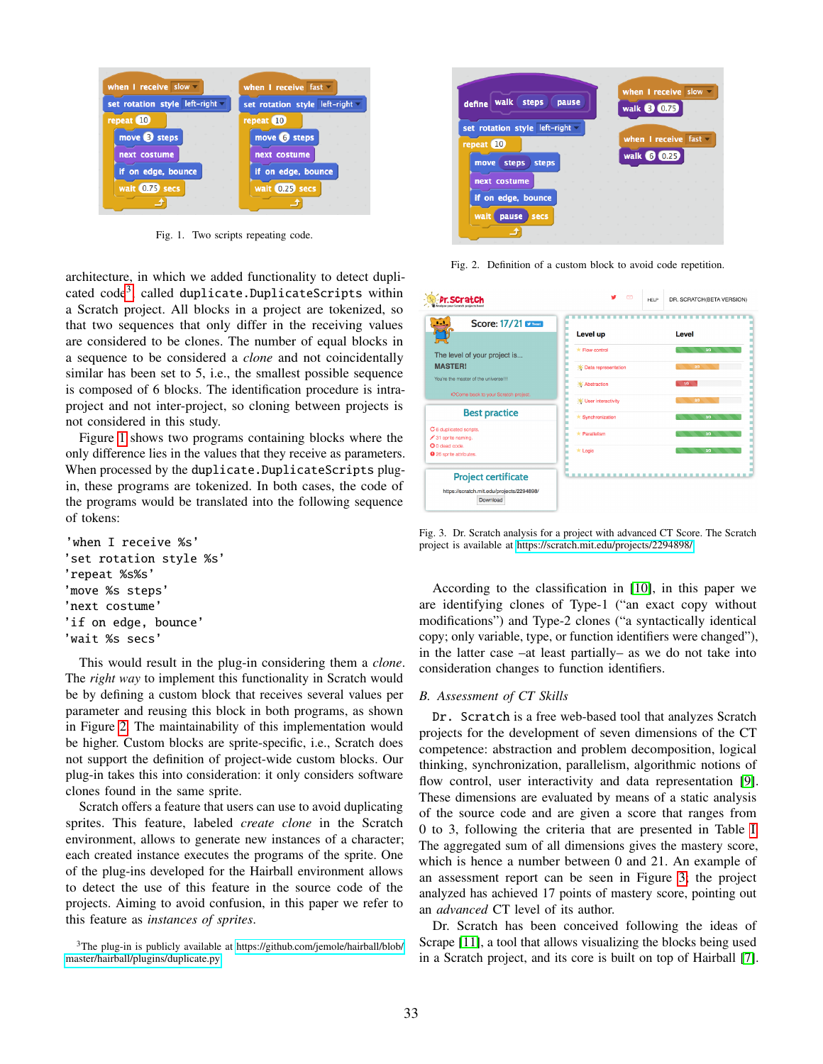Fig. 1. Two scripts repeating code.

Fig. 2. Definition of a custom block to avoid code repetition.

architecture, in which we added functionality to detect duplicated code[3] called `duplicate.DuplicateScripts` within a Scratch project. All blocks in a project are tokenized, so that two sequences that only differ in the receiving values are considered to be clones. The number of equal blocks in a sequence to be considered a *clone* and not coincidentally similar has been set to 5, i.e., the smallest possible sequence is composed of 6 blocks. The identification procedure is intra-project and not inter-project, so cloning between projects is not considered in this study.

Figure 1 shows two programs containing blocks where the only difference lies in the values that they receive as parameters. When processed by the `duplicate.DuplicateScripts` plug-in, these programs are tokenized. In both cases, the code of the programs would be translated into the following sequence of tokens:

```
'when I receive %s'
'set rotation style %s'
'repeat %s%s'
'move %s steps'
'next costume'
'if on edge, bounce'
'wait %s secs'
```

This would result in the plug-in considering them a *clone*. The *right way* to implement this functionality in Scratch would be by defining a custom block that receives several values per parameter and reusing this block in both programs, as shown in Figure 2. The maintainability of this implementation would be higher. Custom blocks are sprite-specific, i.e., Scratch does not support the definition of project-wide custom blocks. Our plug-in takes this into consideration: it only considers software clones found in the same sprite.

Scratch offers a feature that users can use to avoid duplicating sprites. This feature, labeled *create clone* in the Scratch environment, allows to generate new instances of a character; each created instance executes the programs of the sprite. One of the plug-ins developed for the Hairball environment allows to detect the use of this feature in the source code of the projects. Aiming to avoid confusion, in this paper we refer to this feature as *instances of sprites*.

[3]The plug-in is publicly available at https://github.com/jemole/hairball/blob/master/hairball/plugins/duplicate.py

Fig. 3. Dr. Scratch analysis for a project with advanced CT Score. The Scratch project is available at https://scratch.mit.edu/projects/2294898/

According to the classification in [10], in this paper we are identifying clones of Type-1 ("an exact copy without modifications") and Type-2 clones ("a syntactically identical copy; only variable, type, or function identifiers were changed"), in the latter case –at least partially– as we do not take into consideration changes to function identifiers.

### B. Assessment of CT Skills

`Dr. Scratch` is a free web-based tool that analyzes Scratch projects for the development of seven dimensions of the CT competence: abstraction and problem decomposition, logical thinking, synchronization, parallelism, algorithmic notions of flow control, user interactivity and data representation [9]. These dimensions are evaluated by means of a static analysis of the source code and are given a score that ranges from 0 to 3, following the criteria that are presented in Table I. The aggregated sum of all dimensions gives the mastery score, which is hence a number between 0 and 21. An example of an assessment report can be seen in Figure 3; the project analyzed has achieved 17 points of mastery score, pointing out an *advanced* CT level of its author.

Dr. Scratch has been conceived following the ideas of Scrape [11], a tool that allows visualizing the blocks being used in a Scratch project, and its core is built on top of Hairball [7].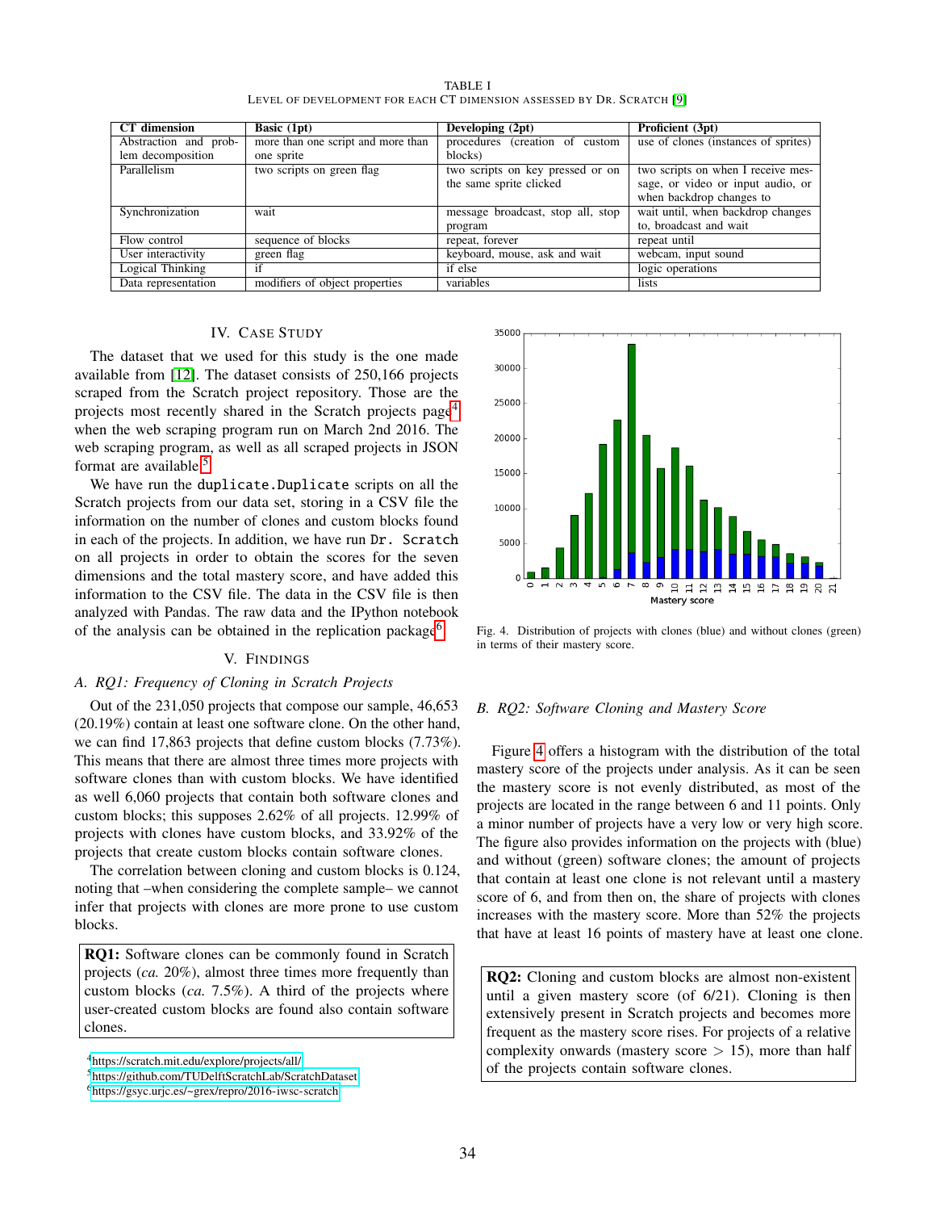TABLE I
LEVEL OF DEVELOPMENT FOR EACH CT DIMENSION ASSESSED BY DR. SCRATCH [9]

| CT dimension | Basic (1pt) | Developing (2pt) | Proficient (3pt) |
|---|---|---|---|
| Abstraction and problem decomposition | more than one script and more than one sprite | procedures (creation of custom blocks) | use of clones (instances of sprites) |
| Parallelism | two scripts on green flag | two scripts on key pressed or on the same sprite clicked | two scripts on when I receive message, or video or input audio, or when backdrop changes to |
| Synchronization | wait | message broadcast, stop all, stop program | wait until, when backdrop changes to, broadcast and wait |
| Flow control | sequence of blocks | repeat, forever | repeat until |
| User interactivity | green flag | keyboard, mouse, ask and wait | webcam, input sound |
| Logical Thinking | if | if else | logic operations |
| Data representation | modifiers of object properties | variables | lists |

## IV. CASE STUDY

The dataset that we used for this study is the one made available from [12]. The dataset consists of 250,166 projects scraped from the Scratch project repository. Those are the projects most recently shared in the Scratch projects page[4] when the web scraping program run on March 2nd 2016. The web scraping program, as well as all scraped projects in JSON format are available.[5]

We have run the `duplicate.Duplicate` scripts on all the Scratch projects from our data set, storing in a CSV file the information on the number of clones and custom blocks found in each of the projects. In addition, we have run `Dr. Scratch` on all projects in order to obtain the scores for the seven dimensions and the total mastery score, and have added this information to the CSV file. The data in the CSV file is then analyzed with Pandas. The raw data and the IPython notebook of the analysis can be obtained in the replication package[6].

## V. FINDINGS

### A. RQ1: Frequency of Cloning in Scratch Projects

Out of the 231,050 projects that compose our sample, 46,653 (20.19%) contain at least one software clone. On the other hand, we can find 17,863 projects that define custom blocks (7.73%). This means that there are almost three times more projects with software clones than with custom blocks. We have identified as well 6,060 projects that contain both software clones and custom blocks; this supposes 2.62% of all projects. 12.99% of projects with clones have custom blocks, and 33.92% of the projects that create custom blocks contain software clones.

The correlation between cloning and custom blocks is 0.124, noting that –when considering the complete sample– we cannot infer that projects with clones are more prone to use custom blocks.

> **RQ1:** Software clones can be commonly found in Scratch projects (*ca.* 20%), almost three times more frequently than custom blocks (*ca.* 7.5%). A third of the projects where user-created custom blocks are found also contain software clones.

Fig. 4. Distribution of projects with clones (blue) and without clones (green) in terms of their mastery score.

### B. RQ2: Software Cloning and Mastery Score

Figure 4 offers a histogram with the distribution of the total mastery score of the projects under analysis. As it can be seen the mastery score is not evenly distributed, as most of the projects are located in the range between 6 and 11 points. Only a minor number of projects have a very low or very high score. The figure also provides information on the projects with (blue) and without (green) software clones; the amount of projects that contain at least one clone is not relevant until a mastery score of 6, and from then on, the share of projects with clones increases with the mastery score. More than 52% the projects that have at least 16 points of mastery have at least one clone.

> **RQ2:** Cloning and custom blocks are almost non-existent until a given mastery score (of 6/21). Cloning is then extensively present in Scratch projects and becomes more frequent as the mastery score rises. For projects of a relative complexity onwards (mastery score $> 15$), more than half of the projects contain software clones.

[4] https://scratch.mit.edu/explore/projects/all/
[5] https://github.com/TUDelftScratchLab/ScratchDataset
[6] https://gsyc.urjc.es/~grex/repro/2016-iwsc-scratch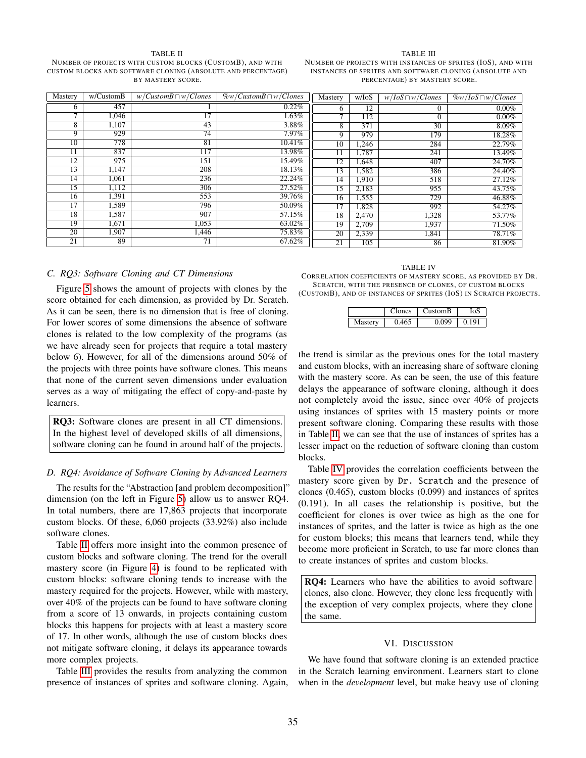TABLE II
NUMBER OF PROJECTS WITH CUSTOM BLOCKS (CUSTOMB), AND WITH CUSTOM BLOCKS AND SOFTWARE CLONING (ABSOLUTE AND PERCENTAGE) BY MASTERY SCORE.

| Mastery | w/CustomB | $w/CustomB \cap w/Clones$ | $\%w/CustomB \cap w/Clones$ |
|---|---|---|---|
| 6 | 457 | 1 | 0.22% |
| 7 | 1,046 | 17 | 1.63% |
| 8 | 1,107 | 43 | 3.88% |
| 9 | 929 | 74 | 7.97% |
| 10 | 778 | 81 | 10.41% |
| 11 | 837 | 117 | 13.98% |
| 12 | 975 | 151 | 15.49% |
| 13 | 1,147 | 208 | 18.13% |
| 14 | 1,061 | 236 | 22.24% |
| 15 | 1,112 | 306 | 27.52% |
| 16 | 1,391 | 553 | 39.76% |
| 17 | 1,589 | 796 | 50.09% |
| 18 | 1,587 | 907 | 57.15% |
| 19 | 1,671 | 1,053 | 63.02% |
| 20 | 1,907 | 1,446 | 75.83% |
| 21 | 89 | 71 | 67.62% |

TABLE III
NUMBER OF PROJECTS WITH INSTANCES OF SPRITES (IOS), AND WITH INSTANCES OF SPRITES AND SOFTWARE CLONING (ABSOLUTE AND PERCENTAGE) BY MASTERY SCORE.

| Mastery | w/IoS | $w/IoS \cap w/Clones$ | $\%w/IoS \cap w/Clones$ |
|---|---|---|---|
| 6 | 12 | 0 | 0.00% |
| 7 | 112 | 0 | 0.00% |
| 8 | 371 | 30 | 8.09% |
| 9 | 979 | 179 | 18.28% |
| 10 | 1,246 | 284 | 22.79% |
| 11 | 1,787 | 241 | 13.49% |
| 12 | 1,648 | 407 | 24.70% |
| 13 | 1,582 | 386 | 24.40% |
| 14 | 1,910 | 518 | 27.12% |
| 15 | 2,183 | 955 | 43.75% |
| 16 | 1,555 | 729 | 46.88% |
| 17 | 1,828 | 992 | 54.27% |
| 18 | 2,470 | 1,328 | 53.77% |
| 19 | 2,709 | 1,937 | 71.50% |
| 20 | 2,339 | 1,841 | 78.71% |
| 21 | 105 | 86 | 81.90% |

### C. RQ3: Software Cloning and CT Dimensions

Figure 5 shows the amount of projects with clones by the score obtained for each dimension, as provided by Dr. Scratch. As it can be seen, there is no dimension that is free of cloning. For lower scores of some dimensions the absence of software clones is related to the low complexity of the programs (as we have already seen for projects that require a total mastery below 6). However, for all of the dimensions around 50% of the projects with three points have software clones. This means that none of the current seven dimensions under evaluation serves as a way of mitigating the effect of copy-and-paste by learners.

**RQ3:** Software clones are present in all CT dimensions. In the highest level of developed skills of all dimensions, software cloning can be found in around half of the projects.

### D. RQ4: Avoidance of Software Cloning by Advanced Learners

The results for the "Abstraction [and problem decomposition]" dimension (on the left in Figure 5) allow us to answer RQ4. In total numbers, there are 17,863 projects that incorporate custom blocks. Of these, 6,060 projects (33.92%) also include software clones.

Table II offers more insight into the common presence of custom blocks and software cloning. The trend for the overall mastery score (in Figure 4) is found to be replicated with custom blocks: software cloning tends to increase with the mastery required for the projects. However, while with mastery, over 40% of the projects can be found to have software cloning from a score of 13 onwards, in projects containing custom blocks this happens for projects with at least a mastery score of 17. In other words, although the use of custom blocks does not mitigate software cloning, it delays its appearance towards more complex projects.

Table III provides the results from analyzing the common presence of instances of sprites and software cloning. Again, the trend is similar as the previous ones for the total mastery and custom blocks, with an increasing share of software cloning with the mastery score. As can be seen, the use of this feature delays the appearance of software cloning, although it does not completely avoid the issue, since over 40% of projects using instances of sprites with 15 mastery points or more present software cloning. Comparing these results with those in Table II, we can see that the use of instances of sprites has a lesser impact on the reduction of software cloning than custom blocks.

TABLE IV
CORRELATION COEFFICIENTS OF MASTERY SCORE, AS PROVIDED BY DR. SCRATCH, WITH THE PRESENCE OF CLONES, OF CUSTOM BLOCKS (CUSTOMB), AND OF INSTANCES OF SPRITES (IOS) IN SCRATCH PROJECTS.

| | Clones | CustomB | IoS |
|---|---|---|---|
| Mastery | 0.465 | 0.099 | 0.191 |

Table IV provides the correlation coefficients between the mastery score given by `Dr. Scratch` and the presence of clones (0.465), custom blocks (0.099) and instances of sprites (0.191). In all cases the relationship is positive, but the coefficient for clones is over twice as high as the one for instances of sprites, and the latter is twice as high as the one for custom blocks; this means that learners tend, while they become more proficient in Scratch, to use far more clones than to create instances of sprites and custom blocks.

**RQ4:** Learners who have the abilities to avoid software clones, also clone. However, they clone less frequently with the exception of very complex projects, where they clone the same.

## VI. DISCUSSION

We have found that software cloning is an extended practice in the Scratch learning environment. Learners start to clone when in the *development* level, but make heavy use of cloning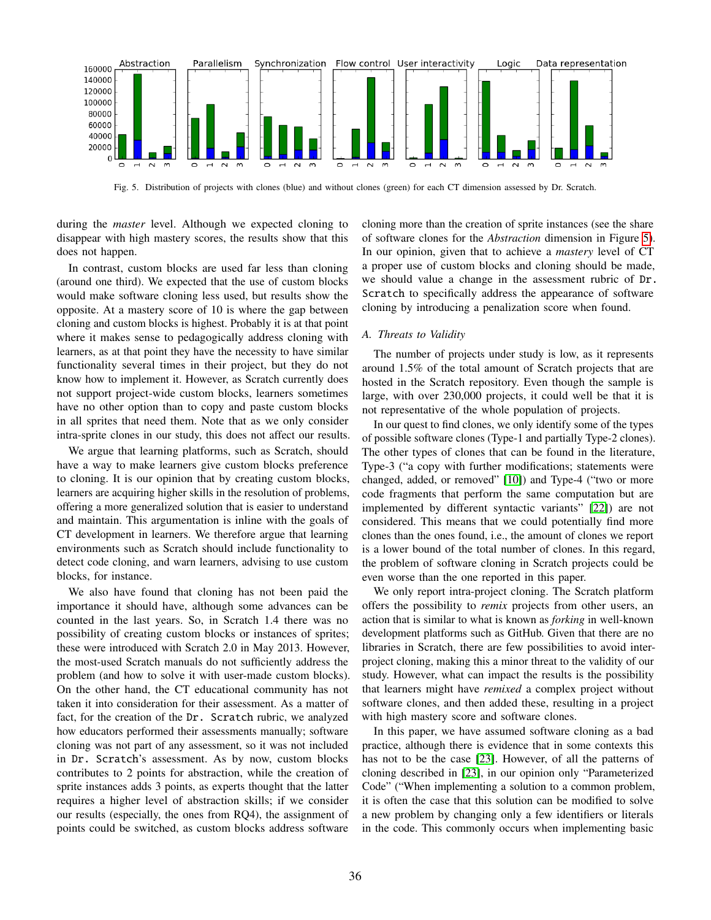Fig. 5. Distribution of projects with clones (blue) and without clones (green) for each CT dimension assessed by Dr. Scratch.

during the *master* level. Although we expected cloning to disappear with high mastery scores, the results show that this does not happen.

In contrast, custom blocks are used far less than cloning (around one third). We expected that the use of custom blocks would make software cloning less used, but results show the opposite. At a mastery score of 10 is where the gap between cloning and custom blocks is highest. Probably it is at that point where it makes sense to pedagogically address cloning with learners, as at that point they have the necessity to have similar functionality several times in their project, but they do not know how to implement it. However, as Scratch currently does not support project-wide custom blocks, learners sometimes have no other option than to copy and paste custom blocks in all sprites that need them. Note that as we only consider intra-sprite clones in our study, this does not affect our results.

We argue that learning platforms, such as Scratch, should have a way to make learners give custom blocks preference to cloning. It is our opinion that by creating custom blocks, learners are acquiring higher skills in the resolution of problems, offering a more generalized solution that is easier to understand and maintain. This argumentation is inline with the goals of CT development in learners. We therefore argue that learning environments such as Scratch should include functionality to detect code cloning, and warn learners, advising to use custom blocks, for instance.

We also have found that cloning has not been paid the importance it should have, although some advances can be counted in the last years. So, in Scratch 1.4 there was no possibility of creating custom blocks or instances of sprites; these were introduced with Scratch 2.0 in May 2013. However, the most-used Scratch manuals do not sufficiently address the problem (and how to solve it with user-made custom blocks). On the other hand, the CT educational community has not taken it into consideration for their assessment. As a matter of fact, for the creation of the `Dr. Scratch` rubric, we analyzed how educators performed their assessments manually; software cloning was not part of any assessment, so it was not included in `Dr. Scratch`'s assessment. As by now, custom blocks contributes to 2 points for abstraction, while the creation of sprite instances adds 3 points, as experts thought that the latter requires a higher level of abstraction skills; if we consider our results (especially, the ones from RQ4), the assignment of points could be switched, as custom blocks address software cloning more than the creation of sprite instances (see the share of software clones for the *Abstraction* dimension in Figure 5). In our opinion, given that to achieve a *mastery* level of CT a proper use of custom blocks and cloning should be made, we should value a change in the assessment rubric of `Dr. Scratch` to specifically address the appearance of software cloning by introducing a penalization score when found.

### A. Threats to Validity

The number of projects under study is low, as it represents around 1.5% of the total amount of Scratch projects that are hosted in the Scratch repository. Even though the sample is large, with over 230,000 projects, it could well be that it is not representative of the whole population of projects.

In our quest to find clones, we only identify some of the types of possible software clones (Type-1 and partially Type-2 clones). The other types of clones that can be found in the literature, Type-3 ("a copy with further modifications; statements were changed, added, or removed" [10]) and Type-4 ("two or more code fragments that perform the same computation but are implemented by different syntactic variants" [22]) are not considered. This means that we could potentially find more clones than the ones found, i.e., the amount of clones we report is a lower bound of the total number of clones. In this regard, the problem of software cloning in Scratch projects could be even worse than the one reported in this paper.

We only report intra-project cloning. The Scratch platform offers the possibility to *remix* projects from other users, an action that is similar to what is known as *forking* in well-known development platforms such as GitHub. Given that there are no libraries in Scratch, there are few possibilities to avoid inter-project cloning, making this a minor threat to the validity of our study. However, what can impact the results is the possibility that learners might have *remixed* a complex project without software clones, and then added these, resulting in a project with high mastery score and software clones.

In this paper, we have assumed software cloning as a bad practice, although there is evidence that in some contexts this has not to be the case [23]. However, of all the patterns of cloning described in [23], in our opinion only "Parameterized Code" ("When implementing a solution to a common problem, it is often the case that this solution can be modified to solve a new problem by changing only a few identifiers or literals in the code. This commonly occurs when implementing basic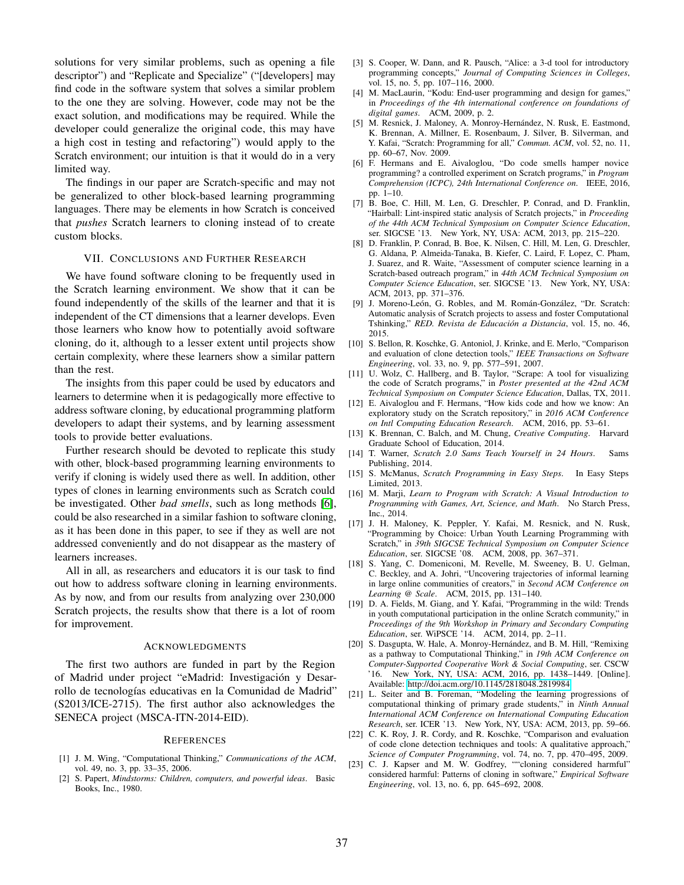solutions for very similar problems, such as opening a file descriptor") and "Replicate and Specialize" ("[developers] may find code in the software system that solves a similar problem to the one they are solving. However, code may not be the exact solution, and modifications may be required. While the developer could generalize the original code, this may have a high cost in testing and refactoring") would apply to the Scratch environment; our intuition is that it would do in a very limited way.

The findings in our paper are Scratch-specific and may not be generalized to other block-based learning programming languages. There may be elements in how Scratch is conceived that *pushes* Scratch learners to cloning instead of to create custom blocks.

## VII. Conclusions and Further Research

We have found software cloning to be frequently used in the Scratch learning environment. We show that it can be found independently of the skills of the learner and that it is independent of the CT dimensions that a learner develops. Even those learners who know how to potentially avoid software cloning, do it, although to a lesser extent until projects show certain complexity, where these learners show a similar pattern than the rest.

The insights from this paper could be used by educators and learners to determine when it is pedagogically more effective to address software cloning, by educational programming platform developers to adapt their systems, and by learning assessment tools to provide better evaluations.

Further research should be devoted to replicate this study with other, block-based programming learning environments to verify if cloning is widely used there as well. In addition, other types of clones in learning environments such as Scratch could be investigated. Other *bad smells*, such as long methods [6], could be also researched in a similar fashion to software cloning, as it has been done in this paper, to see if they as well are not addressed conveniently and do not disappear as the mastery of learners increases.

All in all, as researchers and educators it is our task to find out how to address software cloning in learning environments. As by now, and from our results from analyzing over 230,000 Scratch projects, the results show that there is a lot of room for improvement.

## Acknowledgments

The first two authors are funded in part by the Region of Madrid under project "eMadrid: Investigación y Desarrollo de tecnologías educativas en la Comunidad de Madrid" (S2013/ICE-2715). The first author also acknowledges the SENECA project (MSCA-ITN-2014-EID).

## References

[1] J. M. Wing, "Computational Thinking," *Communications of the ACM*, vol. 49, no. 3, pp. 33–35, 2006.

[2] S. Papert, *Mindstorms: Children, computers, and powerful ideas*. Basic Books, Inc., 1980.

[3] S. Cooper, W. Dann, and R. Pausch, "Alice: a 3-d tool for introductory programming concepts," *Journal of Computing Sciences in Colleges*, vol. 15, no. 5, pp. 107–116, 2000.

[4] M. MacLaurin, "Kodu: End-user programming and design for games," in *Proceedings of the 4th international conference on foundations of digital games*. ACM, 2009, p. 2.

[5] M. Resnick, J. Maloney, A. Monroy-Hernández, N. Rusk, E. Eastmond, K. Brennan, A. Millner, E. Rosenbaum, J. Silver, B. Silverman, and Y. Kafai, "Scratch: Programming for all," *Commun. ACM*, vol. 52, no. 11, pp. 60–67, Nov. 2009.

[6] F. Hermans and E. Aivaloglou, "Do code smells hamper novice programming? a controlled experiment on Scratch programs," in *Program Comprehension (ICPC), 24th International Conference on*. IEEE, 2016, pp. 1–10.

[7] B. Boe, C. Hill, M. Len, G. Dreschler, P. Conrad, and D. Franklin, "Hairball: Lint-inspired static analysis of Scratch projects," in *Proceeding of the 44th ACM Technical Symposium on Computer Science Education*, ser. SIGCSE '13. New York, NY, USA: ACM, 2013, pp. 215–220.

[8] D. Franklin, P. Conrad, B. Boe, K. Nilsen, C. Hill, M. Len, G. Dreschler, G. Aldana, P. Almeida-Tanaka, B. Kiefer, C. Laird, F. Lopez, C. Pham, J. Suarez, and R. Waite, "Assessment of computer science learning in a Scratch-based outreach program," in *44th ACM Technical Symposium on Computer Science Education*, ser. SIGCSE '13. New York, NY, USA: ACM, 2013, pp. 371–376.

[9] J. Moreno-León, G. Robles, and M. Román-González, "Dr. Scratch: Automatic analysis of Scratch projects to assess and foster Computational Tshinking," *RED. Revista de Educación a Distancia*, vol. 15, no. 46, 2015.

[10] S. Bellon, R. Koschke, G. Antoniol, J. Krinke, and E. Merlo, "Comparison and evaluation of clone detection tools," *IEEE Transactions on Software Engineering*, vol. 33, no. 9, pp. 577–591, 2007.

[11] U. Wolz, C. Hallberg, and B. Taylor, "Scrape: A tool for visualizing the code of Scratch programs," in *Poster presented at the 42nd ACM Technical Symposium on Computer Science Education*, Dallas, TX, 2011.

[12] E. Aivaloglou and F. Hermans, "How kids code and how we know: An exploratory study on the Scratch repository," in *2016 ACM Conference on Intl Computing Education Research*. ACM, 2016, pp. 53–61.

[13] K. Brennan, C. Balch, and M. Chung, *Creative Computing*. Harvard Graduate School of Education, 2014.

[14] T. Warner, *Scratch 2.0 Sams Teach Yourself in 24 Hours*. Sams Publishing, 2014.

[15] S. McManus, *Scratch Programming in Easy Steps*. In Easy Steps Limited, 2013.

[16] M. Marji, *Learn to Program with Scratch: A Visual Introduction to Programming with Games, Art, Science, and Math*. No Starch Press, Inc., 2014.

[17] J. H. Maloney, K. Peppler, Y. Kafai, M. Resnick, and N. Rusk, "Programming by Choice: Urban Youth Learning Programming with Scratch," in *39th SIGCSE Technical Symposium on Computer Science Education*, ser. SIGCSE '08. ACM, 2008, pp. 367–371.

[18] S. Yang, C. Domeniconi, M. Revelle, M. Sweeney, B. U. Gelman, C. Beckley, and A. Johri, "Uncovering trajectories of informal learning in large online communities of creators," in *Second ACM Conference on Learning @ Scale*. ACM, 2015, pp. 131–140.

[19] D. A. Fields, M. Giang, and Y. Kafai, "Programming in the wild: Trends in youth computational participation in the online Scratch community," in *Proceedings of the 9th Workshop in Primary and Secondary Computing Education*, ser. WiPSCE '14. ACM, 2014, pp. 2–11.

[20] S. Dasgupta, W. Hale, A. Monroy-Hernández, and B. M. Hill, "Remixing as a pathway to Computational Thinking," in *19th ACM Conference on Computer-Supported Cooperative Work & Social Computing*, ser. CSCW '16. New York, NY, USA: ACM, 2016, pp. 1438–1449. [Online]. Available: http://doi.acm.org/10.1145/2818048.2819984

[21] L. Seiter and B. Foreman, "Modeling the learning progressions of computational thinking of primary grade students," in *Ninth Annual International ACM Conference on International Computing Education Research*, ser. ICER '13. New York, NY, USA: ACM, 2013, pp. 59–66.

[22] C. K. Roy, J. R. Cordy, and R. Koschke, "Comparison and evaluation of code clone detection techniques and tools: A qualitative approach," *Science of Computer Programming*, vol. 74, no. 7, pp. 470–495, 2009.

[23] C. J. Kapser and M. W. Godfrey, ""cloning considered harmful" considered harmful: Patterns of cloning in software," *Empirical Software Engineering*, vol. 13, no. 6, pp. 645–692, 2008.